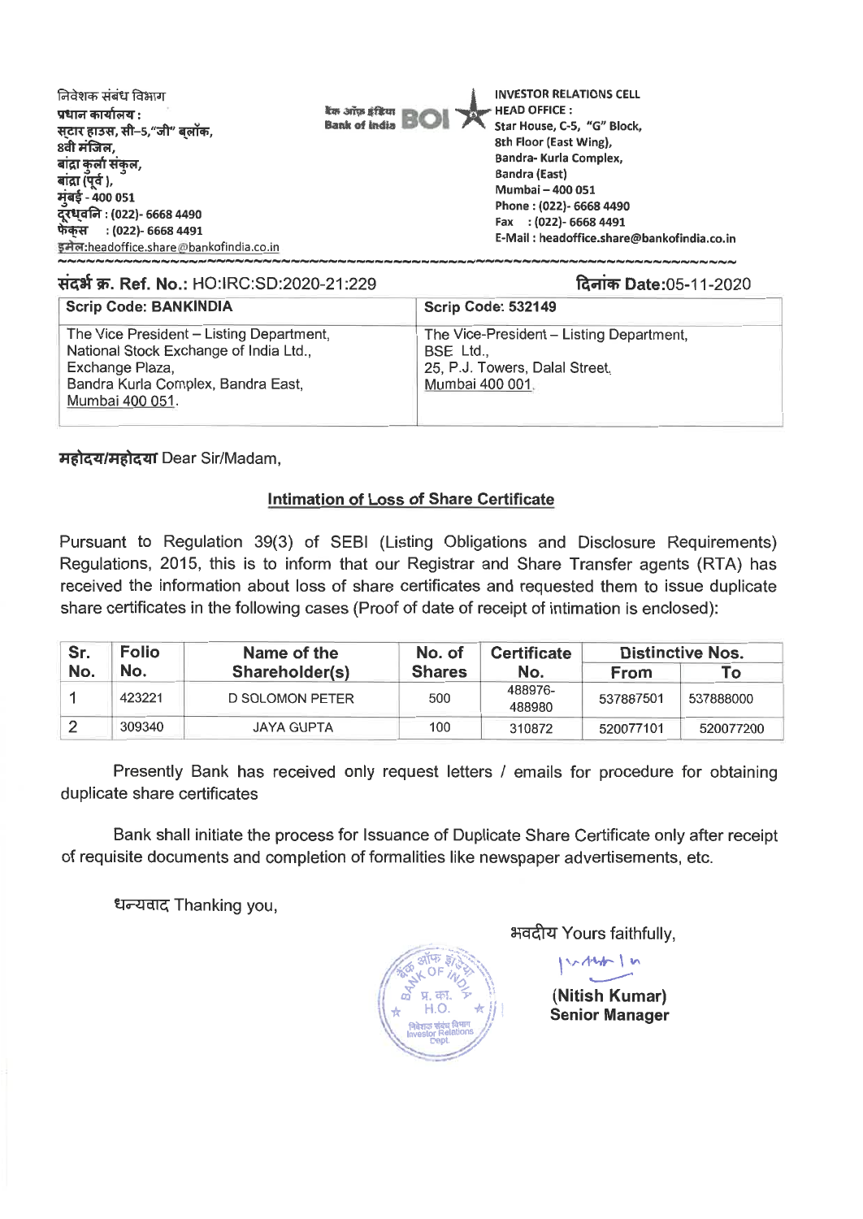निवेशक संबंध विभाग
प्रधान कार्यालय :
स्टार हाउस, सी–5,"जी" ब्लॉक,
8वी मंजिल,
बांद्रा कुर्ला संकुल,
बांद्रा (पूर्व ),
मुंबई - 400 051
दूरध्वनि : (022)- 6668 4490
फेक्स : (022)- 6668 4491
इमेल:headoffice.share@bankofindia.co.in

बैंक ऑफ इंडिया Bank of India BOI

INVESTOR RELATIONS CELL
HEAD OFFICE :
Star House, C-5, "G" Block,
8th Floor (East Wing),
Bandra- Kurla Complex,
Bandra (East)
Mumbai – 400 051
Phone : (022)- 6668 4490
Fax : (022)- 6668 4491
E-Mail : headoffice.share@bankofindia.co.in

**संदर्भ क्र. Ref. No.:** HO:IRC:SD:2020-21:229

**दिनांक Date:**05-11-2020

| **Scrip Code: BANKINDIA** | **Scrip Code: 532149** |
|---|---|
| The Vice President – Listing Department, National Stock Exchange of India Ltd., Exchange Plaza, Bandra Kurla Complex, Bandra East, Mumbai 400 051. | The Vice-President – Listing Department, BSE Ltd., 25, P.J. Towers, Dalal Street. Mumbai 400 001. |

**महोदय/महोदया** Dear Sir/Madam,

**Intimation of Loss of Share Certificate**

Pursuant to Regulation 39(3) of SEBI (Listing Obligations and Disclosure Requirements) Regulations, 2015, this is to inform that our Registrar and Share Transfer agents (RTA) has received the information about loss of share certificates and requested them to issue duplicate share certificates in the following cases (Proof of date of receipt of intimation is enclosed):

| Sr. No. | Folio No. | Name of the Shareholder(s) | No. of Shares | Certificate No. | Distinctive Nos. | |
|---|---|---|---|---|---|---|
| | | | | | From | To |
| 1 | 423221 | D SOLOMON PETER | 500 | 488976-488980 | 537887501 | 537888000 |
| 2 | 309340 | JAYA GUPTA | 100 | 310872 | 520077101 | 520077200 |

Presently Bank has received only request letters / emails for procedure for obtaining duplicate share certificates

Bank shall initiate the process for Issuance of Duplicate Share Certificate only after receipt of requisite documents and completion of formalities like newspaper advertisements, etc.

धन्यवाद Thanking you,

भवदीय Yours faithfully,

**(Nitish Kumar)**
**Senior Manager**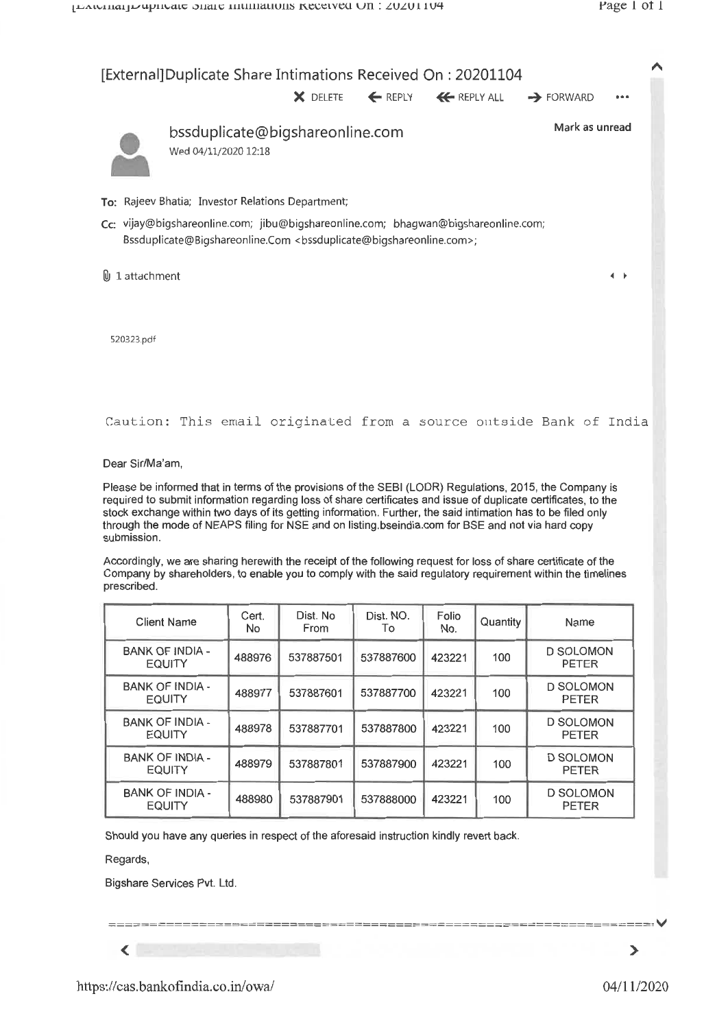# [External]Duplicate Share Intimations Received On : 20201104

DELETE | REPLY | REPLY ALL | FORWARD

**bssduplicate@bigshareonline.com**
Wed 04/11/2020 12:18

Mark as unread

**To:** Rajeev Bhatia; Investor Relations Department;

**Cc:** vijay@bigshareonline.com; jibu@bigshareonline.com; bhagwan@bigshareonline.com; Bssduplicate@Bigshareonline.Com <bssduplicate@bigshareonline.com>;

1 attachment

520323.pdf

Caution: This email originated from a source outside Bank of India

Dear Sir/Ma'am,

Please be informed that in terms of the provisions of the SEBI (LODR) Regulations, 2015, the Company is required to submit information regarding loss of share certificates and issue of duplicate certificates, to the stock exchange within two days of its getting information. Further, the said intimation has to be filed only through the mode of NEAPS filing for NSE and on listing.bseindia.com for BSE and not via hard copy submission.

Accordingly, we are sharing herewith the receipt of the following request for loss of share certificate of the Company by shareholders, to enable you to comply with the said regulatory requirement within the timelines prescribed.

| Client Name | Cert. No | Dist. No From | Dist. NO. To | Folio No. | Quantity | Name |
|---|---|---|---|---|---|---|
| BANK OF INDIA - EQUITY | 488976 | 537887501 | 537887600 | 423221 | 100 | D SOLOMON PETER |
| BANK OF INDIA - EQUITY | 488977 | 537887601 | 537887700 | 423221 | 100 | D SOLOMON PETER |
| BANK OF INDIA - EQUITY | 488978 | 537887701 | 537887800 | 423221 | 100 | D SOLOMON PETER |
| BANK OF INDIA - EQUITY | 488979 | 537887801 | 537887900 | 423221 | 100 | D SOLOMON PETER |
| BANK OF INDIA - EQUITY | 488980 | 537887901 | 537888000 | 423221 | 100 | D SOLOMON PETER |

Should you have any queries in respect of the aforesaid instruction kindly revert back.

Regards,

Bigshare Services Pvt. Ltd.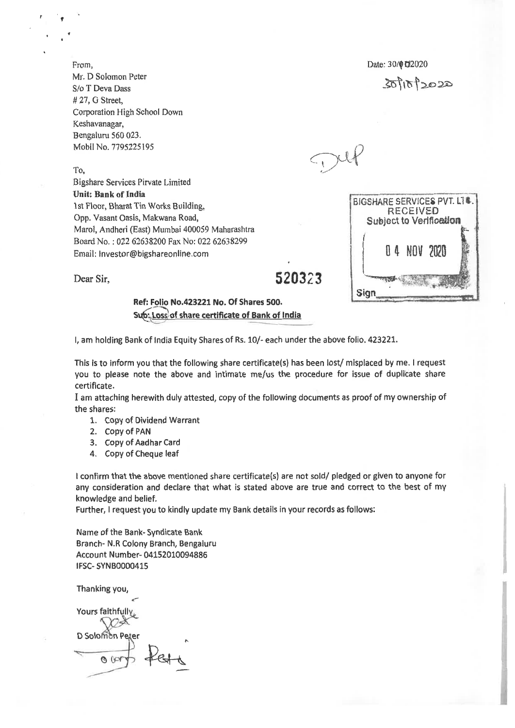From,
Mr. D Solomon Peter
S/o T Deva Dass
# 27, G Street,
Corporation High School Down
Keshavanagar,
Bengaluru 560 023.
Mobil No. 7795225195

Date: 30/10/2020

30/10/2020

Dup

To,
Bigshare Services Pirvate Limited
**Unit: Bank of India**
1st Floor, Bharat Tin Works Building,
Opp. Vasant Oasis, Makwana Road,
Marol, Andheri (East) Mumbai 400059 Maharashtra
Board No. : 022 62638200 Fax No: 022 62638299
Email: Investor@bigshareonline.com

BIGSHARE SERVICES PVT. LTD.
RECEIVED
Subject to Verification
04 NOV 2020
Sign

Dear Sir,

**520323**

**Ref: Folio No.423221 No. Of Shares 500.**
**Sub: Loss of share certificate of Bank of India**

I, am holding Bank of India Equity Shares of Rs. 10/- each under the above folio. 423221.

This is to inform you that the following share certificate(s) has been lost/ misplaced by me. I request you to please note the above and intimate me/us the procedure for issue of duplicate share certificate.

I am attaching herewith duly attested, copy of the following documents as proof of my ownership of the shares:

1. Copy of Dividend Warrant
2. Copy of PAN
3. Copy of Aadhar Card
4. Copy of Cheque leaf

I confirm that the above mentioned share certificate(s) are not sold/ pledged or given to anyone for any consideration and declare that what is stated above are true and correct to the best of my knowledge and belief.

Further, I request you to kindly update my Bank details in your records as follows:

Name of the Bank- Syndicate Bank
Branch- N.R Colony Branch, Bengaluru
Account Number- 04152010094886
IFSC- SYNB0000415

Thanking you,

Yours faithfully,

D Solomon Peter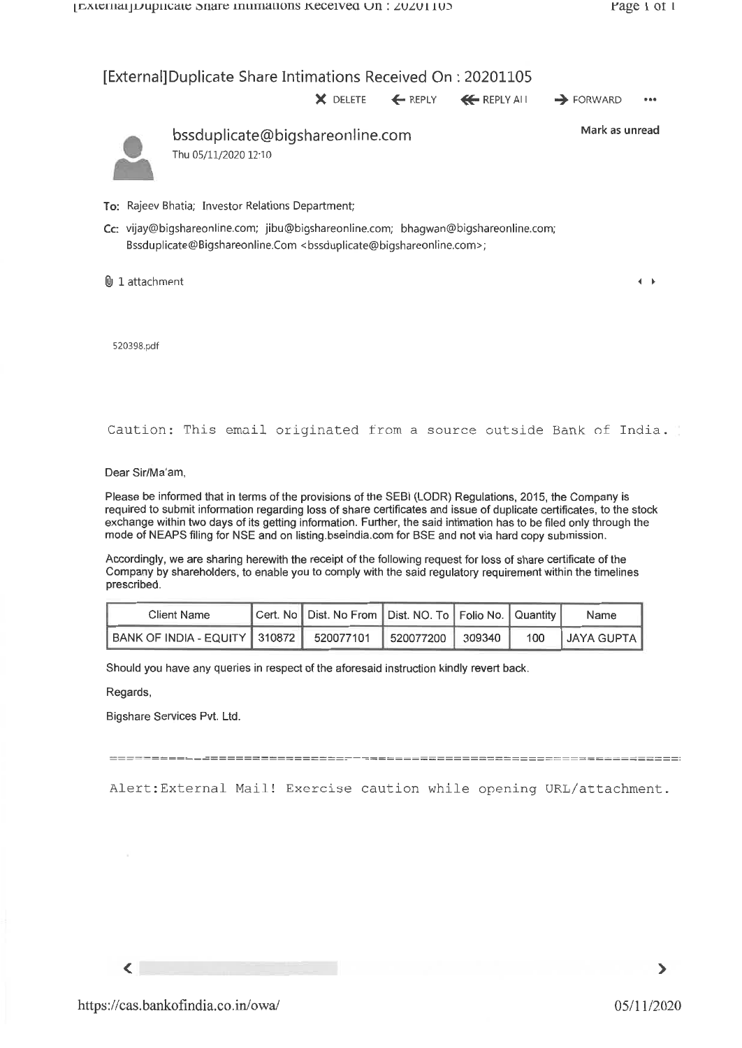# [External]Duplicate Share Intimations Received On : 20201105

DELETE REPLY REPLY ALL FORWARD

**bssduplicate@bigshareonline.com**

Thu 05/11/2020 12:10

Mark as unread

**To:** Rajeev Bhatia; Investor Relations Department;

**Cc:** vijay@bigshareonline.com; jibu@bigshareonline.com; bhagwan@bigshareonline.com; Bssduplicate@Bigshareonline.Com <bssduplicate@bigshareonline.com>;

1 attachment

520398.pdf

```
Caution: This email originated from a source outside Bank of India.
```

Dear Sir/Ma'am,

Please be informed that in terms of the provisions of the SEBI (LODR) Regulations, 2015, the Company is required to submit information regarding loss of share certificates and issue of duplicate certificates, to the stock exchange within two days of its getting information. Further, the said intimation has to be filed only through the mode of NEAPS filing for NSE and on listing.bseindia.com for BSE and not via hard copy submission.

Accordingly, we are sharing herewith the receipt of the following request for loss of share certificate of the Company by shareholders, to enable you to comply with the said regulatory requirement within the timelines prescribed.

| Client Name | Cert. No | Dist. No From | Dist. NO. To | Folio No. | Quantity | Name |
|---|---|---|---|---|---|---|
| BANK OF INDIA - EQUITY | 310872 | 520077101 | 520077200 | 309340 | 100 | JAYA GUPTA |

Should you have any queries in respect of the aforesaid instruction kindly revert back.

Regards,

Bigshare Services Pvt. Ltd.

```
Alert:External Mail! Exercise caution while opening URL/attachment.
```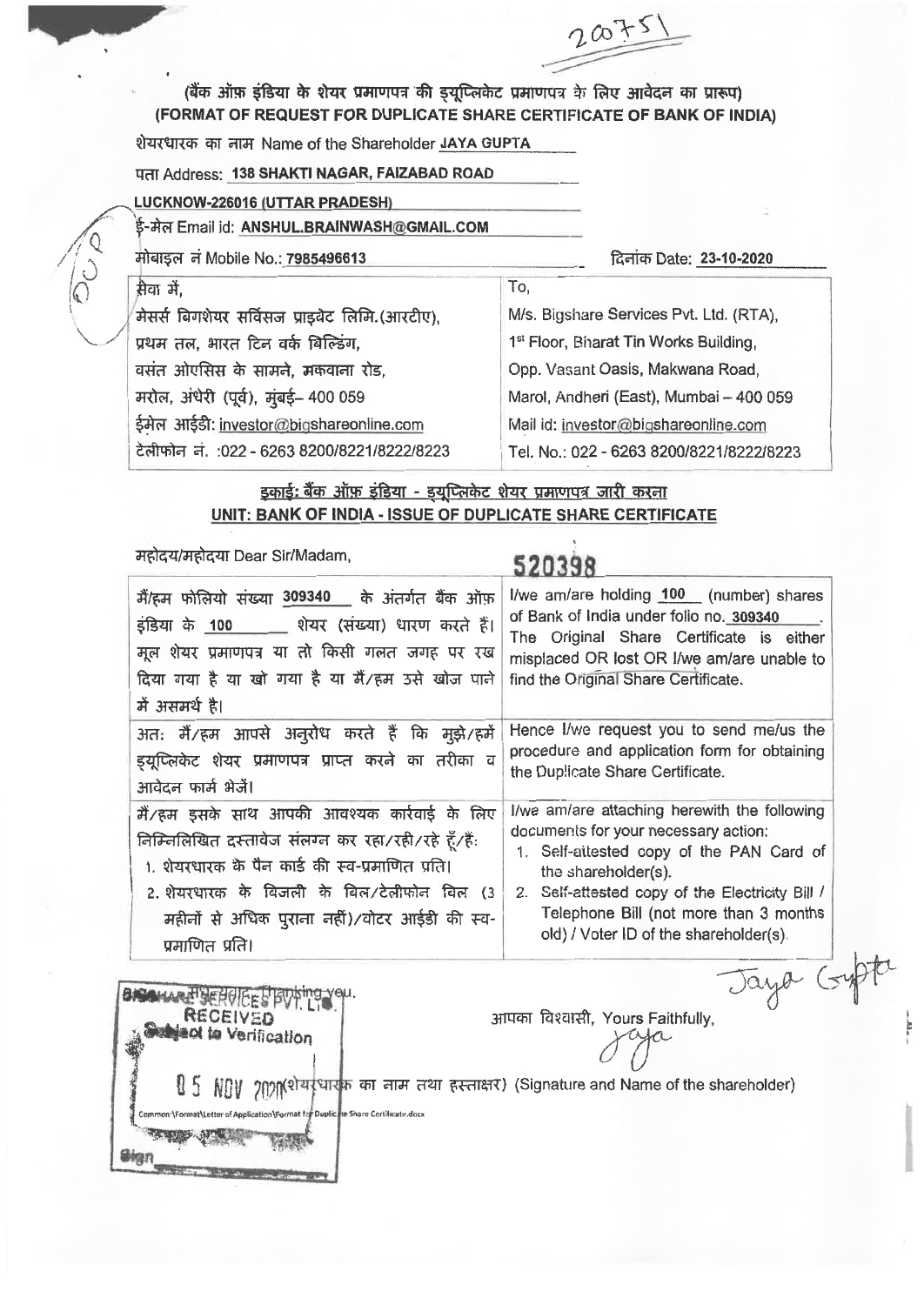20751

(बैंक ऑफ़ इंडिया के शेयर प्रमाणपत्र की ड्यूप्लिकेट प्रमाणपत्र के लिए आवेदन का प्रारूप)

**(FORMAT OF REQUEST FOR DUPLICATE SHARE CERTIFICATE OF BANK OF INDIA)**

शेयरधारक का नाम Name of the Shareholder **JAYA GUPTA**

पता Address: **138 SHAKTI NAGAR, FAIZABAD ROAD**

**LUCKNOW-226016 (UTTAR PRADESH)**

ई-मेल Email id: **ANSHUL.BRAINWASH@GMAIL.COM**

मोबाइल नं Mobile No.: **7985496613**

दिनांक Date: **23-10-2020**

DUP

| | |
|---|---|
| सेवा में, | To, |
| मेसर्स बिगशेयर सर्विसज प्राइवेट लिमि.(आरटीए), | M/s. Bigshare Services Pvt. Ltd. (RTA), |
| प्रथम तल, भारत टिन वर्क बिल्डिंग, | 1st Floor, Bharat Tin Works Building, |
| वसंत ओएसिस के सामने, मकवाना रोड, | Opp. Vasant Oasis, Makwana Road, |
| मरोल, अंधेरी (पूर्व), मुंबई– 400 059 | Marol, Andheri (East), Mumbai – 400 059 |
| ईमेल आईडी: investor@bigshareonline.com | Mail id: investor@bigshareonline.com |
| टेलीफोन नं. :022 - 6263 8200/8221/8222/8223 | Tel. No.: 022 - 6263 8200/8221/8222/8223 |

**इकाई: बैंक ऑफ़ इंडिया - ड्यूप्लिकेट शेयर प्रमाणपत्र जारी करना**

**UNIT: BANK OF INDIA - ISSUE OF DUPLICATE SHARE CERTIFICATE**

महोदय/महोदया Dear Sir/Madam,

520398

| | |
|---|---|
| मैं/हम फोलियो संख्या **309340** के अंतर्गत बैंक ऑफ़ इंडिया के **100** शेयर (संख्या) धारण करते हैं। मूल शेयर प्रमाणपत्र या तो किसी गलत जगह पर रख दिया गया है या खो गया है या मैं/हम उसे खोज पाने में असमर्थ है। | I/we am/are holding **100** (number) shares of Bank of India under folio no. **309340**. The Original Share Certificate is either misplaced OR lost OR I/we am/are unable to find the Original Share Certificate. |
| अतः मैं/हम आपसे अनुरोध करते हैं कि मुझे/हमें ड्यूप्लिकेट शेयर प्रमाणपत्र प्राप्त करने का तरीका व आवेदन फार्म भेजें। | Hence I/we request you to send me/us the procedure and application form for obtaining the Duplicate Share Certificate. |
| मैं/हम इसके साथ आपकी आवश्यक कार्रवाई के लिए निम्निलिखित दस्तावेज संलग्न कर रहा/रही/रहे हूँ/हैं:<br>1. शेयरधारक के पैन कार्ड की स्व-प्रमाणित प्रति।<br>2. शेयरधारक के बिजली के बिल/टेलीफोन बिल (3 महीनों से अधिक पुराना नहीं)/वोटर आईडी की स्व-प्रमाणित प्रति। | I/we am/are attaching herewith the following documents for your necessary action:<br>1. Self-attested copy of the PAN Card of the shareholder(s).<br>2. Self-attested copy of the Electricity Bill / Telephone Bill (not more than 3 months old) / Voter ID of the shareholder(s). |

धन्यवाद Thanking you.

BIGSHARE SERVICES PVT. LTD.
RECEIVED
Subject to Verification
05 NOV 2020
Sign

आपका विश्वासी, Yours Faithfully,

Jaya Gupta

Jaya

(शेयरधारक का नाम तथा हस्ताक्षर) (Signature and Name of the shareholder)

Common:\Format\Letter of Application\Format for Duplicate Share Certificate.docx